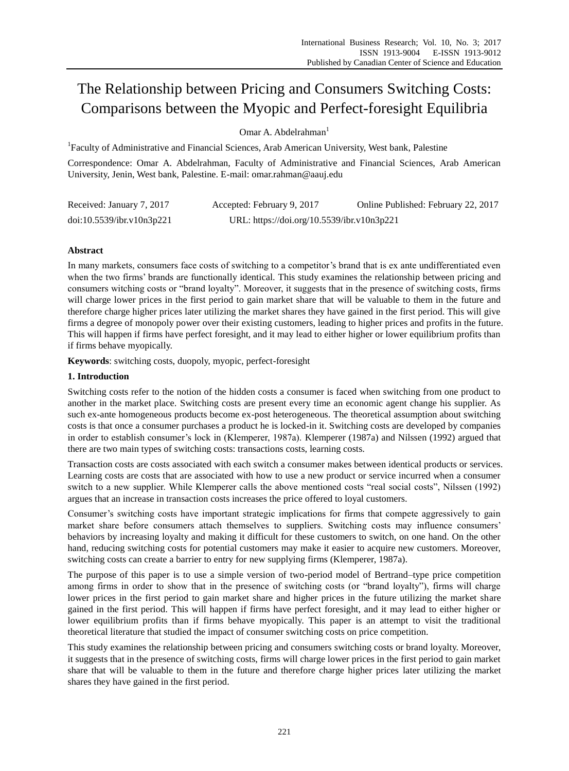# The Relationship between Pricing and Consumers Switching Costs: Comparisons between the Myopic and Perfect-foresight Equilibria

Omar A. Abdelrahman[1]

[1]Faculty of Administrative and Financial Sciences, Arab American University, West bank, Palestine

Correspondence: Omar A. Abdelrahman, Faculty of Administrative and Financial Sciences, Arab American University, Jenin, West bank, Palestine. E-mail: omar.rahman@aauj.edu

Received: January 7, 2017 Accepted: February 9, 2017 Online Published: February 22, 2017

doi:10.5539/ibr.v10n3p221 URL: https://doi.org/10.5539/ibr.v10n3p221

**Abstract**

In many markets, consumers face costs of switching to a competitor's brand that is ex ante undifferentiated even when the two firms' brands are functionally identical. This study examines the relationship between pricing and consumers witching costs or "brand loyalty". Moreover, it suggests that in the presence of switching costs, firms will charge lower prices in the first period to gain market share that will be valuable to them in the future and therefore charge higher prices later utilizing the market shares they have gained in the first period. This will give firms a degree of monopoly power over their existing customers, leading to higher prices and profits in the future. This will happen if firms have perfect foresight, and it may lead to either higher or lower equilibrium profits than if firms behave myopically.

**Keywords**: switching costs, duopoly, myopic, perfect-foresight

## 1. Introduction

Switching costs refer to the notion of the hidden costs a consumer is faced when switching from one product to another in the market place. Switching costs are present every time an economic agent change his supplier. As such ex-ante homogeneous products become ex-post heterogeneous. The theoretical assumption about switching costs is that once a consumer purchases a product he is locked-in it. Switching costs are developed by companies in order to establish consumer's lock in (Klemperer, 1987a). Klemperer (1987a) and Nilssen (1992) argued that there are two main types of switching costs: transactions costs, learning costs.

Transaction costs are costs associated with each switch a consumer makes between identical products or services. Learning costs are costs that are associated with how to use a new product or service incurred when a consumer switch to a new supplier. While Klemperer calls the above mentioned costs "real social costs", Nilssen (1992) argues that an increase in transaction costs increases the price offered to loyal customers.

Consumer's switching costs have important strategic implications for firms that compete aggressively to gain market share before consumers attach themselves to suppliers. Switching costs may influence consumers' behaviors by increasing loyalty and making it difficult for these customers to switch, on one hand. On the other hand, reducing switching costs for potential customers may make it easier to acquire new customers. Moreover, switching costs can create a barrier to entry for new supplying firms (Klemperer, 1987a).

The purpose of this paper is to use a simple version of two-period model of Bertrand–type price competition among firms in order to show that in the presence of switching costs (or "brand loyalty"), firms will charge lower prices in the first period to gain market share and higher prices in the future utilizing the market share gained in the first period. This will happen if firms have perfect foresight, and it may lead to either higher or lower equilibrium profits than if firms behave myopically. This paper is an attempt to visit the traditional theoretical literature that studied the impact of consumer switching costs on price competition.

This study examines the relationship between pricing and consumers switching costs or brand loyalty. Moreover, it suggests that in the presence of switching costs, firms will charge lower prices in the first period to gain market share that will be valuable to them in the future and therefore charge higher prices later utilizing the market shares they have gained in the first period.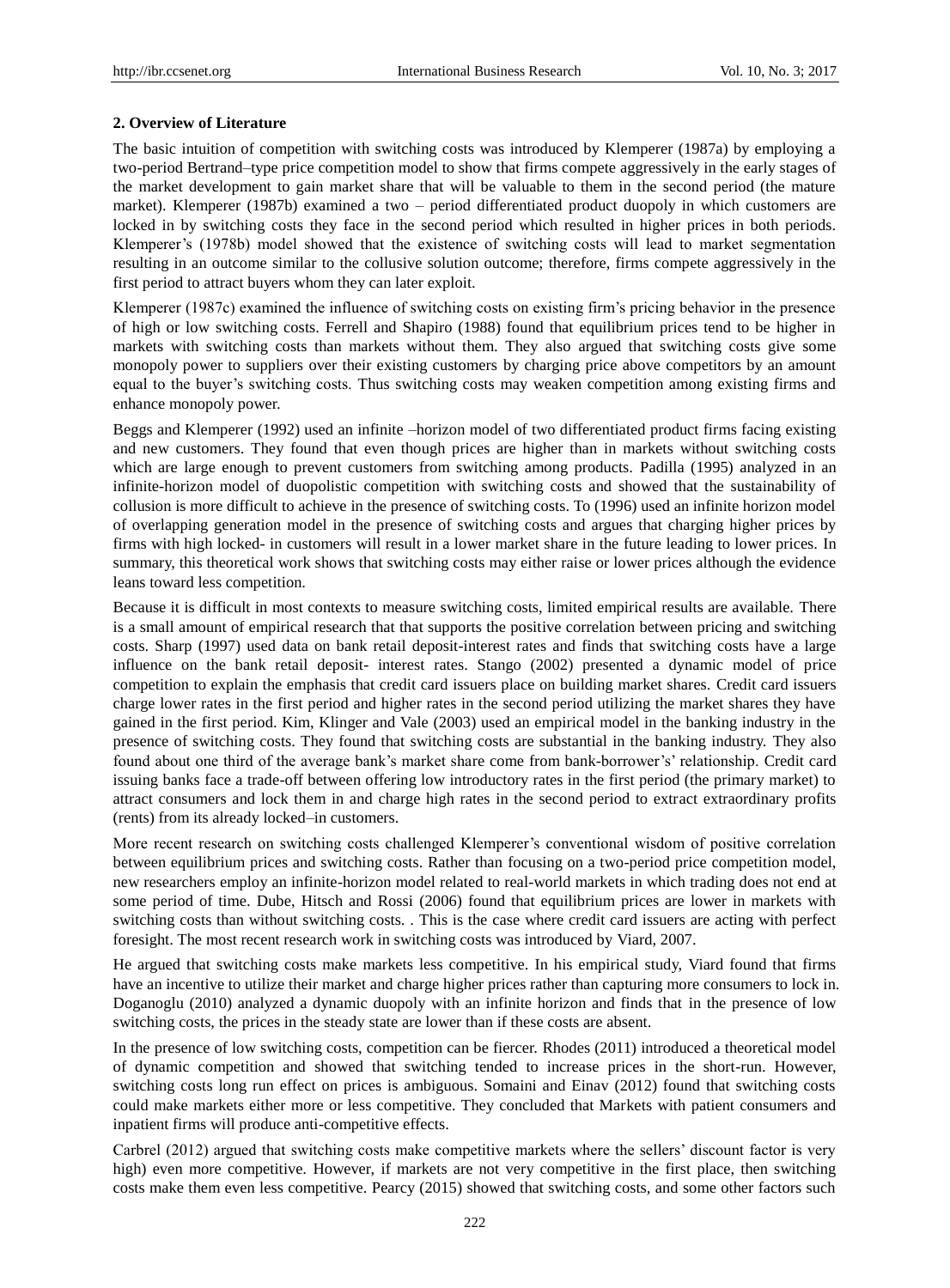### 2. Overview of Literature

The basic intuition of competition with switching costs was introduced by Klemperer (1987a) by employing a two-period Bertrand–type price competition model to show that firms compete aggressively in the early stages of the market development to gain market share that will be valuable to them in the second period (the mature market). Klemperer (1987b) examined a two – period differentiated product duopoly in which customers are locked in by switching costs they face in the second period which resulted in higher prices in both periods. Klemperer's (1978b) model showed that the existence of switching costs will lead to market segmentation resulting in an outcome similar to the collusive solution outcome; therefore, firms compete aggressively in the first period to attract buyers whom they can later exploit.

Klemperer (1987c) examined the influence of switching costs on existing firm's pricing behavior in the presence of high or low switching costs. Ferrell and Shapiro (1988) found that equilibrium prices tend to be higher in markets with switching costs than markets without them. They also argued that switching costs give some monopoly power to suppliers over their existing customers by charging price above competitors by an amount equal to the buyer's switching costs. Thus switching costs may weaken competition among existing firms and enhance monopoly power.

Beggs and Klemperer (1992) used an infinite –horizon model of two differentiated product firms facing existing and new customers. They found that even though prices are higher than in markets without switching costs which are large enough to prevent customers from switching among products. Padilla (1995) analyzed in an infinite-horizon model of duopolistic competition with switching costs and showed that the sustainability of collusion is more difficult to achieve in the presence of switching costs. To (1996) used an infinite horizon model of overlapping generation model in the presence of switching costs and argues that charging higher prices by firms with high locked- in customers will result in a lower market share in the future leading to lower prices. In summary, this theoretical work shows that switching costs may either raise or lower prices although the evidence leans toward less competition.

Because it is difficult in most contexts to measure switching costs, limited empirical results are available. There is a small amount of empirical research that that supports the positive correlation between pricing and switching costs. Sharp (1997) used data on bank retail deposit-interest rates and finds that switching costs have a large influence on the bank retail deposit- interest rates. Stango (2002) presented a dynamic model of price competition to explain the emphasis that credit card issuers place on building market shares. Credit card issuers charge lower rates in the first period and higher rates in the second period utilizing the market shares they have gained in the first period. Kim, Klinger and Vale (2003) used an empirical model in the banking industry in the presence of switching costs. They found that switching costs are substantial in the banking industry. They also found about one third of the average bank's market share come from bank-borrower's' relationship. Credit card issuing banks face a trade-off between offering low introductory rates in the first period (the primary market) to attract consumers and lock them in and charge high rates in the second period to extract extraordinary profits (rents) from its already locked–in customers.

More recent research on switching costs challenged Klemperer's conventional wisdom of positive correlation between equilibrium prices and switching costs. Rather than focusing on a two-period price competition model, new researchers employ an infinite-horizon model related to real-world markets in which trading does not end at some period of time. Dube, Hitsch and Rossi (2006) found that equilibrium prices are lower in markets with switching costs than without switching costs. . This is the case where credit card issuers are acting with perfect foresight. The most recent research work in switching costs was introduced by Viard, 2007.

He argued that switching costs make markets less competitive. In his empirical study, Viard found that firms have an incentive to utilize their market and charge higher prices rather than capturing more consumers to lock in. Doganoglu (2010) analyzed a dynamic duopoly with an infinite horizon and finds that in the presence of low switching costs, the prices in the steady state are lower than if these costs are absent.

In the presence of low switching costs, competition can be fiercer. Rhodes (2011) introduced a theoretical model of dynamic competition and showed that switching tended to increase prices in the short-run. However, switching costs long run effect on prices is ambiguous. Somaini and Einav (2012) found that switching costs could make markets either more or less competitive. They concluded that Markets with patient consumers and inpatient firms will produce anti-competitive effects.

Carbrel (2012) argued that switching costs make competitive markets where the sellers' discount factor is very high) even more competitive. However, if markets are not very competitive in the first place, then switching costs make them even less competitive. Pearcy (2015) showed that switching costs, and some other factors such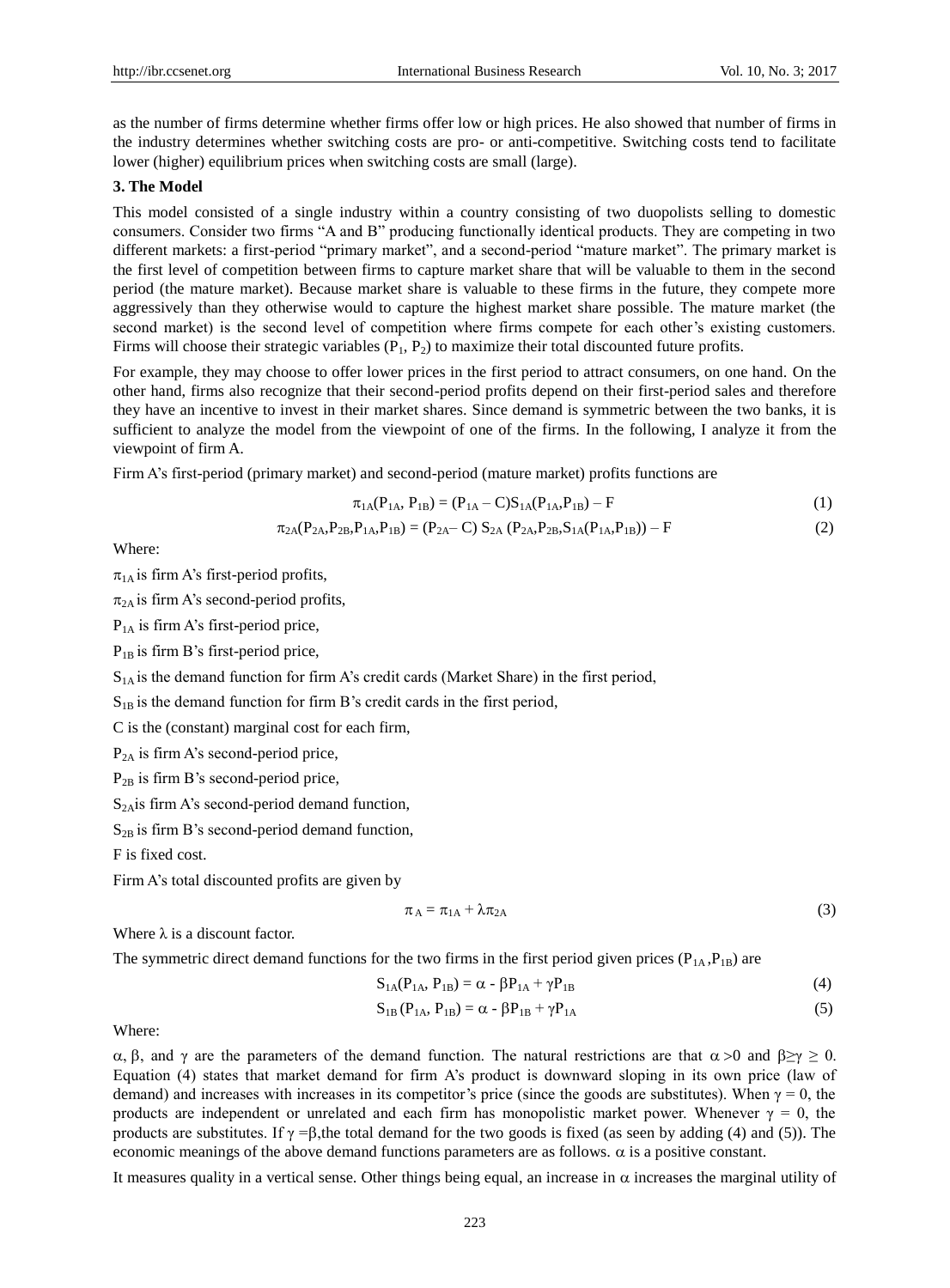as the number of firms determine whether firms offer low or high prices. He also showed that number of firms in the industry determines whether switching costs are pro- or anti-competitive. Switching costs tend to facilitate lower (higher) equilibrium prices when switching costs are small (large).

## 3. The Model

This model consisted of a single industry within a country consisting of two duopolists selling to domestic consumers. Consider two firms "A and B" producing functionally identical products. They are competing in two different markets: a first-period "primary market", and a second-period "mature market". The primary market is the first level of competition between firms to capture market share that will be valuable to them in the second period (the mature market). Because market share is valuable to these firms in the future, they compete more aggressively than they otherwise would to capture the highest market share possible. The mature market (the second market) is the second level of competition where firms compete for each other's existing customers. Firms will choose their strategic variables ($P_1$, $P_2$) to maximize their total discounted future profits.

For example, they may choose to offer lower prices in the first period to attract consumers, on one hand. On the other hand, firms also recognize that their second-period profits depend on their first-period sales and therefore they have an incentive to invest in their market shares. Since demand is symmetric between the two banks, it is sufficient to analyze the model from the viewpoint of one of the firms. In the following, I analyze it from the viewpoint of firm A.

Firm A's first-period (primary market) and second-period (mature market) profits functions are

$$\pi_{1A}(P_{1A}, P_{1B}) = (P_{1A} - C)S_{1A}(P_{1A}, P_{1B}) - F \quad (1)$$

$$\pi_{2A}(P_{2A}, P_{2B}, P_{1A}, P_{1B}) = (P_{2A} - C)\, S_{2A}(P_{2A}, P_{2B}, S_{1A}(P_{1A}, P_{1B})) - F \quad (2)$$

Where:

$\pi_{1A}$ is firm A's first-period profits,

$\pi_{2A}$ is firm A's second-period profits,

$P_{1A}$ is firm A's first-period price,

$P_{1B}$ is firm B's first-period price,

$S_{1A}$ is the demand function for firm A's credit cards (Market Share) in the first period,

$S_{1B}$ is the demand function for firm B's credit cards in the first period,

C is the (constant) marginal cost for each firm,

$P_{2A}$ is firm A's second-period price,

$P_{2B}$ is firm B's second-period price,

$S_{2A}$ is firm A's second-period demand function,

$S_{2B}$ is firm B's second-period demand function,

F is fixed cost.

Firm A's total discounted profits are given by

$$\pi_A = \pi_{1A} + \lambda\pi_{2A} \quad (3)$$

Where $\lambda$ is a discount factor.

The symmetric direct demand functions for the two firms in the first period given prices ($P_{1A}$, $P_{1B}$) are

$$S_{1A}(P_{1A}, P_{1B}) = \alpha - \beta P_{1A} + \gamma P_{1B} \quad (4)$$

$$S_{1B}(P_{1A}, P_{1B}) = \alpha - \beta P_{1B} + \gamma P_{1A} \quad (5)$$

Where:

$\alpha$, $\beta$, and $\gamma$ are the parameters of the demand function. The natural restrictions are that $\alpha > 0$ and $\beta \geq \gamma \geq 0$. Equation (4) states that market demand for firm A's product is downward sloping in its own price (law of demand) and increases with increases in its competitor's price (since the goods are substitutes). When $\gamma = 0$, the products are independent or unrelated and each firm has monopolistic market power. Whenever $\gamma = 0$, the products are substitutes. If $\gamma = \beta$, the total demand for the two goods is fixed (as seen by adding (4) and (5)). The economic meanings of the above demand functions parameters are as follows. $\alpha$ is a positive constant.

It measures quality in a vertical sense. Other things being equal, an increase in $\alpha$ increases the marginal utility of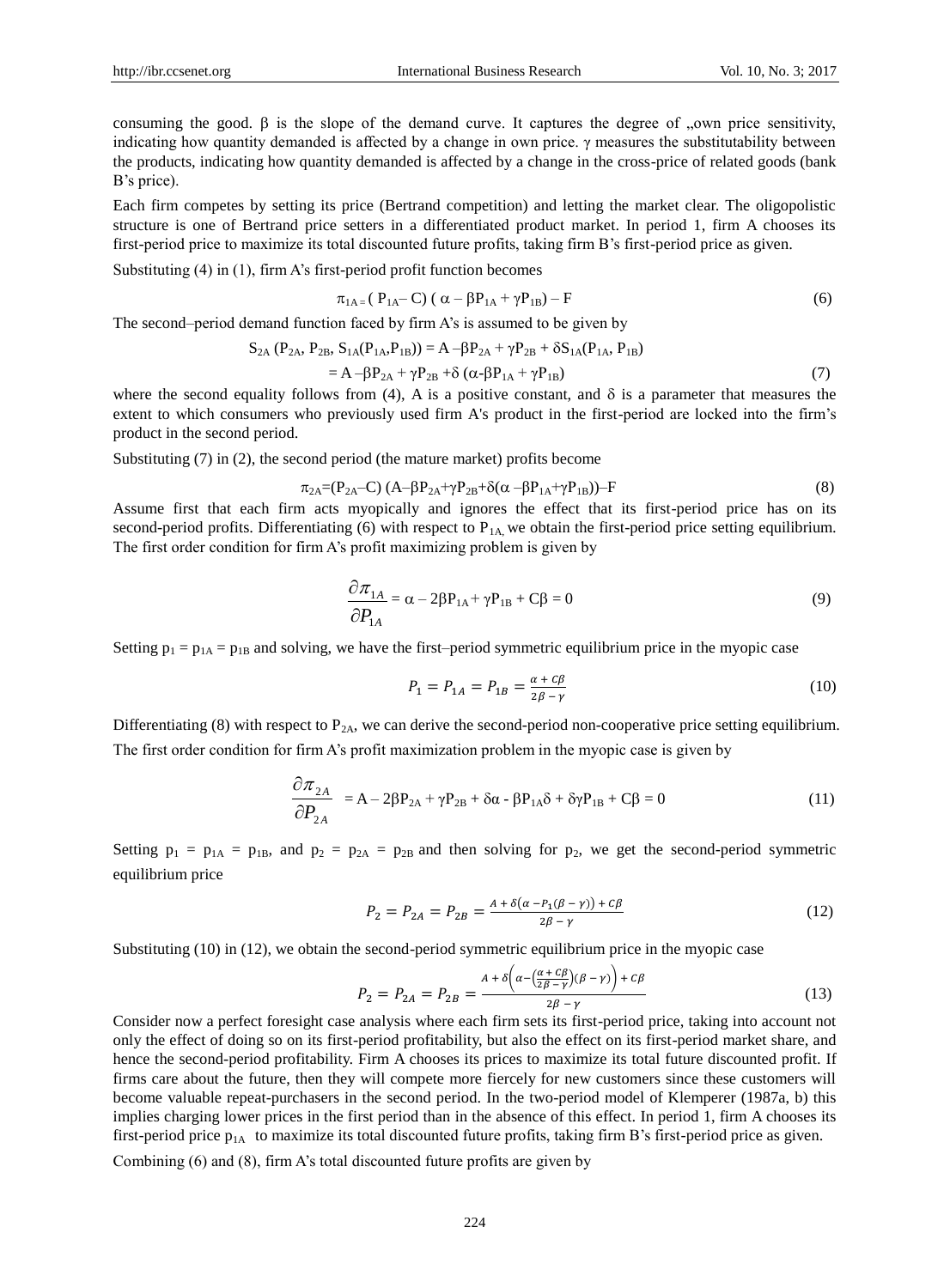consuming the good. β is the slope of the demand curve. It captures the degree of „own price sensitivity, indicating how quantity demanded is affected by a change in own price. γ measures the substitutability between the products, indicating how quantity demanded is affected by a change in the cross-price of related goods (bank B's price).

Each firm competes by setting its price (Bertrand competition) and letting the market clear. The oligopolistic structure is one of Bertrand price setters in a differentiated product market. In period 1, firm A chooses its first-period price to maximize its total discounted future profits, taking firm B's first-period price as given.

Substituting (4) in (1), firm A's first-period profit function becomes

$$\pi_{1A} = ( P_{1A} - C) ( \alpha - \beta P_{1A} + \gamma P_{1B}) - F \tag{6}$$

The second–period demand function faced by firm A's is assumed to be given by

$$\begin{aligned} S_{2A} (P_{2A}, P_{2B}, S_{1A}(P_{1A},P_{1B})) &= A - \beta P_{2A} + \gamma P_{2B} + \delta S_{1A}(P_{1A}, P_{1B}) \\ &= A - \beta P_{2A} + \gamma P_{2B} + \delta (\alpha - \beta P_{1A} + \gamma P_{1B}) \end{aligned} \tag{7}$$

where the second equality follows from (4), A is a positive constant, and δ is a parameter that measures the extent to which consumers who previously used firm A's product in the first-period are locked into the firm's product in the second period.

Substituting (7) in (2), the second period (the mature market) profits become

$$\pi_{2A}=(P_{2A}-C) (A-\beta P_{2A}+\gamma P_{2B}+\delta(\alpha - \beta P_{1A}+\gamma P_{1B}))-F \tag{8}$$

Assume first that each firm acts myopically and ignores the effect that its first-period price has on its second-period profits. Differentiating (6) with respect to $P_{1A,}$ we obtain the first-period price setting equilibrium. The first order condition for firm A's profit maximizing problem is given by

$$\frac{\partial \pi_{1A}}{\partial P_{1A}} = \alpha - 2\beta P_{1A} + \gamma P_{1B} + C\beta = 0 \tag{9}$$

Setting $p_1 = p_{1A} = p_{1B}$ and solving, we have the first–period symmetric equilibrium price in the myopic case

$$P_1 = P_{1A} = P_{1B} = \frac{\alpha + C\beta}{2\beta - \gamma} \tag{10}$$

Differentiating (8) with respect to $P_{2A}$, we can derive the second-period non-cooperative price setting equilibrium. The first order condition for firm A's profit maximization problem in the myopic case is given by

$$\frac{\partial \pi_{2A}}{\partial P_{2A}} = A - 2\beta P_{2A} + \gamma P_{2B} + \delta\alpha - \beta P_{1A}\delta + \delta\gamma P_{1B} + C\beta = 0 \tag{11}$$

Setting $p_1 = p_{1A} = p_{1B}$, and $p_2 = p_{2A} = p_{2B}$ and then solving for $p_2$, we get the second-period symmetric equilibrium price

$$P_2 = P_{2A} = P_{2B} = \frac{A + \delta\left(\alpha - P_1(\beta - \gamma)\right) + C\beta}{2\beta - \gamma} \tag{12}$$

Substituting (10) in (12), we obtain the second-period symmetric equilibrium price in the myopic case

$$P_2 = P_{2A} = P_{2B} = \frac{A + \delta\left(\alpha - \left(\frac{\alpha + C\beta}{2\beta - \gamma}\right)(\beta - \gamma)\right) + C\beta}{2\beta - \gamma} \tag{13}$$

Consider now a perfect foresight case analysis where each firm sets its first-period price, taking into account not only the effect of doing so on its first-period profitability, but also the effect on its first-period market share, and hence the second-period profitability. Firm A chooses its prices to maximize its total future discounted profit. If firms care about the future, then they will compete more fiercely for new customers since these customers will become valuable repeat-purchasers in the second period. In the two-period model of Klemperer (1987a, b) this implies charging lower prices in the first period than in the absence of this effect. In period 1, firm A chooses its first-period price $p_{1A}$ to maximize its total discounted future profits, taking firm B's first-period price as given.

Combining (6) and (8), firm A's total discounted future profits are given by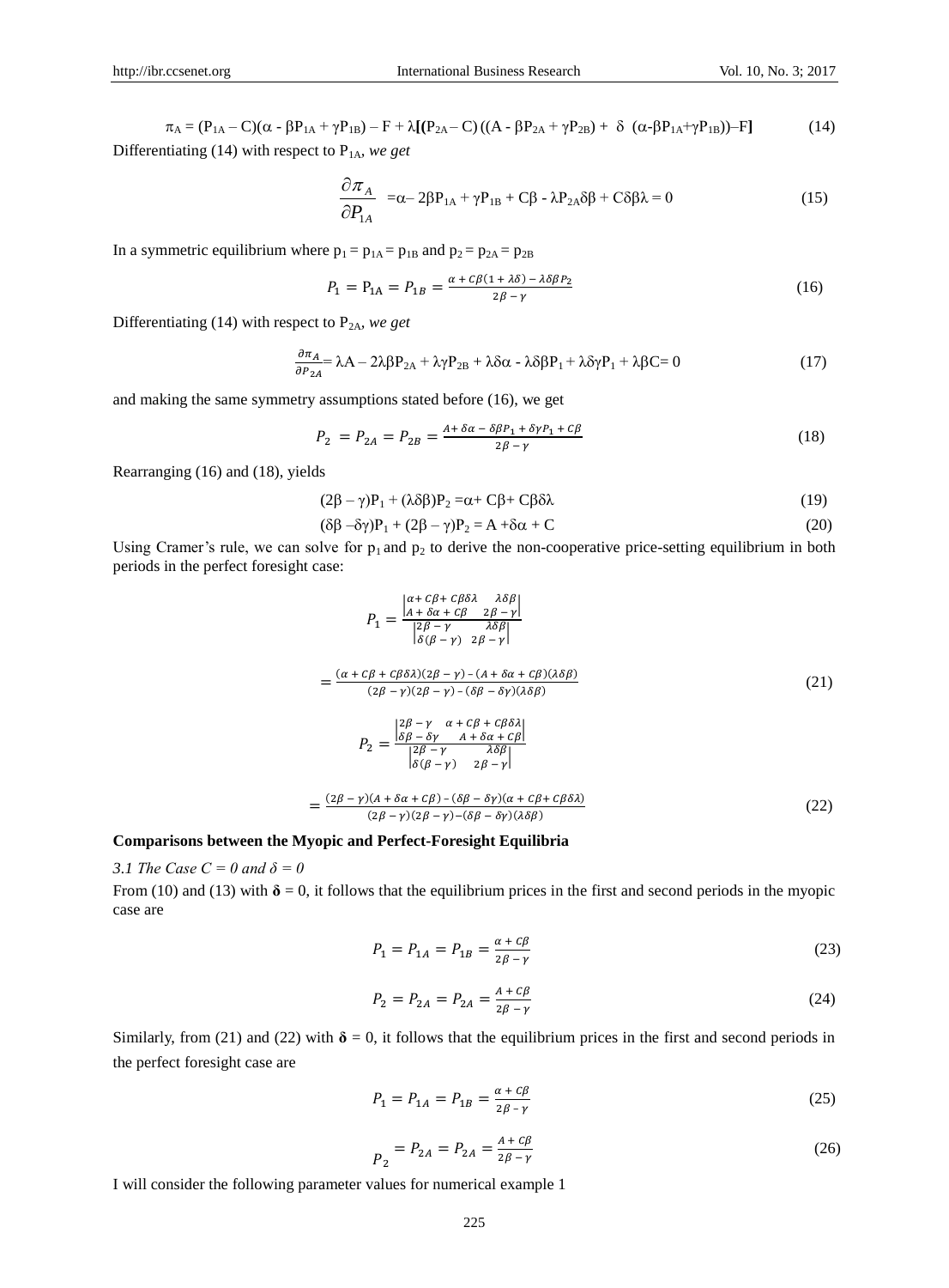$$\pi_A = (P_{1A} - C)(\alpha - \beta P_{1A} + \gamma P_{1B}) - F + \lambda[(P_{2A} - C)((A - \beta P_{2A} + \gamma P_{2B}) + \delta(\alpha - \beta P_{1A} + \gamma P_{1B})) - F] \tag{14}$$

Differentiating (14) with respect to $P_{1A}$, *we get*

$$\frac{\partial \pi_A}{\partial P_{1A}} = \alpha - 2\beta P_{1A} + \gamma P_{1B} + C\beta - \lambda P_{2A}\delta\beta + C\delta\beta\lambda = 0 \tag{15}$$

In a symmetric equilibrium where $p_1 = p_{1A} = p_{1B}$ and $p_2 = p_{2A} = p_{2B}$

$$P_1 = P_{1A} = P_{1B} = \frac{\alpha + C\beta(1 + \lambda\delta) - \lambda\delta\beta P_2}{2\beta - \gamma} \tag{16}$$

Differentiating (14) with respect to $P_{2A}$, *we get*

$$\frac{\partial \pi_A}{\partial P_{2A}} = \lambda A - 2\lambda\beta P_{2A} + \lambda\gamma P_{2B} + \lambda\delta\alpha - \lambda\delta\beta P_1 + \lambda\delta\gamma P_1 + \lambda\beta C = 0 \tag{17}$$

and making the same symmetry assumptions stated before (16), we get

$$P_2 = P_{2A} = P_{2B} = \frac{A + \delta\alpha - \delta\beta P_1 + \delta\gamma P_1 + C\beta}{2\beta - \gamma} \tag{18}$$

Rearranging (16) and (18), yields

$$(2\beta - \gamma)P_1 + (\lambda\delta\beta)P_2 = \alpha + C\beta + C\beta\delta\lambda \tag{19}$$

$$(\delta\beta - \delta\gamma)P_1 + (2\beta - \gamma)P_2 = A + \delta\alpha + C \tag{20}$$

Using Cramer's rule, we can solve for $p_1$ and $p_2$ to derive the non-cooperative price-setting equilibrium in both periods in the perfect foresight case:

$$P_1 = \frac{\begin{vmatrix} \alpha + C\beta + C\beta\delta\lambda & \lambda\delta\beta \\ A + \delta\alpha + C\beta & 2\beta - \gamma \end{vmatrix}}{\begin{vmatrix} 2\beta - \gamma & \lambda\delta\beta \\ \delta(\beta - \gamma) & 2\beta - \gamma \end{vmatrix}}$$

$$= \frac{(\alpha + C\beta + C\beta\delta\lambda)(2\beta - \gamma) - (A + \delta\alpha + C\beta)(\lambda\delta\beta)}{(2\beta - \gamma)(2\beta - \gamma) - (\delta\beta - \delta\gamma)(\lambda\delta\beta)} \tag{21}$$

$$P_2 = \frac{\begin{vmatrix} 2\beta - \gamma & \alpha + C\beta + C\beta\delta\lambda \\ \delta\beta - \delta\gamma & A + \delta\alpha + C\beta \end{vmatrix}}{\begin{vmatrix} 2\beta - \gamma & \lambda\delta\beta \\ \delta(\beta - \gamma) & 2\beta - \gamma \end{vmatrix}}$$

$$= \frac{(2\beta - \gamma)(A + \delta\alpha + C\beta) - (\delta\beta - \delta\gamma)(\alpha + C\beta + C\beta\delta\lambda)}{(2\beta - \gamma)(2\beta - \gamma) - (\delta\beta - \delta\gamma)(\lambda\delta\beta)} \tag{22}$$

## Comparisons between the Myopic and Perfect-Foresight Equilibria

### *3.1 The Case C = 0 and δ = 0*

From (10) and (13) with $\boldsymbol{\delta} = 0$, it follows that the equilibrium prices in the first and second periods in the myopic case are

$$P_1 = P_{1A} = P_{1B} = \frac{\alpha + C\beta}{2\beta - \gamma} \tag{23}$$

$$P_2 = P_{2A} = P_{2A} = \frac{A + C\beta}{2\beta - \gamma} \tag{24}$$

Similarly, from (21) and (22) with $\boldsymbol{\delta} = 0$, it follows that the equilibrium prices in the first and second periods in the perfect foresight case are

$$P_1 = P_{1A} = P_{1B} = \frac{\alpha + C\beta}{2\beta - \gamma} \tag{25}$$

$$P_2 = P_{2A} = P_{2A} = \frac{A + C\beta}{2\beta - \gamma} \tag{26}$$

I will consider the following parameter values for numerical example 1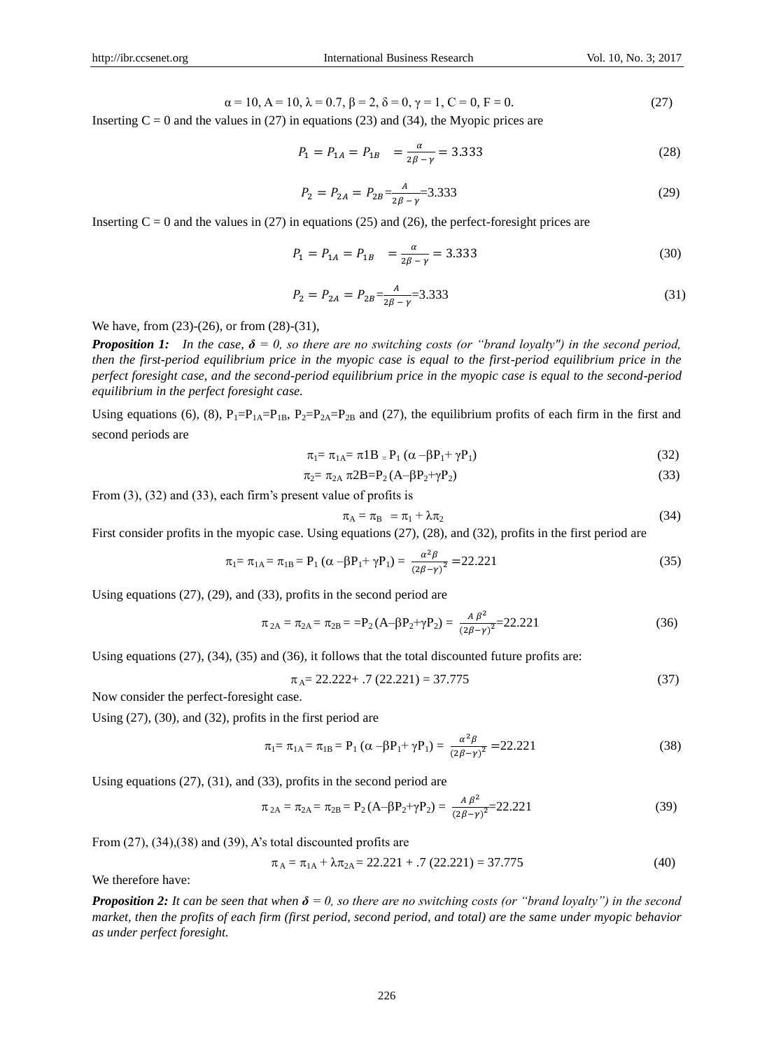$$\alpha = 10, A = 10, \lambda = 0.7, \beta = 2, \delta = 0, \gamma = 1, C = 0, F = 0. \tag{27}$$

Inserting C = 0 and the values in (27) in equations (23) and (34), the Myopic prices are

$$P_1 = P_{1A} = P_{1B} \quad = \frac{\alpha}{2\beta - \gamma} = 3.333 \tag{28}$$

$$P_2 = P_{2A} = P_{2B} = \frac{A}{2\beta - \gamma} = 3.333 \tag{29}$$

Inserting C = 0 and the values in (27) in equations (25) and (26), the perfect-foresight prices are

$$P_1 = P_{1A} = P_{1B} \quad = \frac{\alpha}{2\beta - \gamma} = 3.333 \tag{30}$$

$$P_2 = P_{2A} = P_{2B} = \frac{A}{2\beta - \gamma} = 3.333 \tag{31}$$

We have, from (23)-(26), or from (28)-(31),

***Proposition 1:*** *In the case, **$\delta = 0$**, so there are no switching costs (or "brand loyalty") in the second period, then the first-period equilibrium price in the myopic case is equal to the first-period equilibrium price in the perfect foresight case, and the second-period equilibrium price in the myopic case is equal to the second-period equilibrium in the perfect foresight case.*

Using equations (6), (8), $P_1=P_{1A}=P_{1B}$, $P_2=P_{2A}=P_{2B}$ and (27), the equilibrium profits of each firm in the first and second periods are

$$\pi_1 = \pi_{1A} = \pi 1B = P_1 (\alpha - \beta P_1 + \gamma P_1) \tag{32}$$

$$\pi_2 = \pi_{2A} \; \pi 2B = P_2 (A - \beta P_2 + \gamma P_2) \tag{33}$$

From (3), (32) and (33), each firm's present value of profits is

$$\pi_A = \pi_B \; = \pi_1 + \lambda \pi_2 \tag{34}$$

First consider profits in the myopic case. Using equations (27), (28), and (32), profits in the first period are

$$\pi_1 = \pi_{1A} = \pi_{1B} = P_1 (\alpha - \beta P_1 + \gamma P_1) = \frac{\alpha^2 \beta}{(2\beta - \gamma)^2} = 22.221 \tag{35}$$

Using equations (27), (29), and (33), profits in the second period are

$$\pi_{2A} = \pi_{2A} = \pi_{2B} = = P_2 (A - \beta P_2 + \gamma P_2) = \frac{A \beta^2}{(2\beta - \gamma)^2} = 22.221 \tag{36}$$

Using equations (27), (34), (35) and (36), it follows that the total discounted future profits are:

$$\pi_A = 22.222 + .7\,(22.221) = 37.775 \tag{37}$$

Now consider the perfect-foresight case.

Using (27), (30), and (32), profits in the first period are

$$\pi_1 = \pi_{1A} = \pi_{1B} = P_1 (\alpha - \beta P_1 + \gamma P_1) = \frac{\alpha^2 \beta}{(2\beta - \gamma)^2} = 22.221 \tag{38}$$

Using equations (27), (31), and (33), profits in the second period are

$$\pi_{2A} = \pi_{2A} = \pi_{2B} = P_2 (A - \beta P_2 + \gamma P_2) = \frac{A \beta^2}{(2\beta - \gamma)^2} = 22.221 \tag{39}$$

From (27), (34),(38) and (39), A's total discounted profits are

$$\pi_A = \pi_{1A} + \lambda \pi_{2A} = 22.221 + .7\,(22.221) = 37.775 \tag{40}$$

We therefore have:

***Proposition 2:*** *It can be seen that when **$\delta = 0$**, so there are no switching costs (or "brand loyalty") in the second market, then the profits of each firm (first period, second period, and total) are the same under myopic behavior as under perfect foresight.*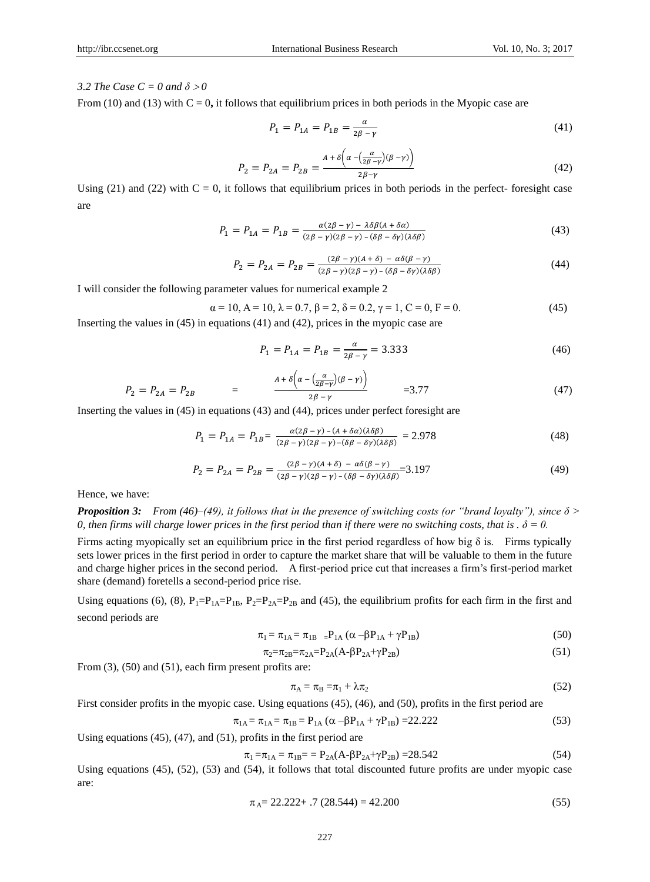*3.2 The Case C = 0 and $\delta > 0$*

From (10) and (13) with C = 0**,** it follows that equilibrium prices in both periods in the Myopic case are

$$P_1 = P_{1A} = P_{1B} = \frac{\alpha}{2\beta - \gamma} \tag{41}$$

$$P_2 = P_{2A} = P_{2B} = \frac{A + \delta\left(\alpha - \left(\frac{\alpha}{2\beta - \gamma}\right)(\beta - \gamma)\right)}{2\beta - \gamma} \tag{42}$$

Using (21) and (22) with C = 0, it follows that equilibrium prices in both periods in the perfect- foresight case are

$$P_1 = P_{1A} = P_{1B} = \frac{\alpha(2\beta - \gamma) - \lambda\delta\beta(A + \delta\alpha)}{(2\beta - \gamma)(2\beta - \gamma) - (\delta\beta - \delta\gamma)(\lambda\delta\beta)} \tag{43}$$

$$P_2 = P_{2A} = P_{2B} = \frac{(2\beta - \gamma)(A + \delta) - \alpha\delta(\beta - \gamma)}{(2\beta - \gamma)(2\beta - \gamma) - (\delta\beta - \delta\gamma)(\lambda\delta\beta)} \tag{44}$$

I will consider the following parameter values for numerical example 2

$$\alpha = 10,\ A = 10,\ \lambda = 0.7,\ \beta = 2,\ \delta = 0.2,\ \gamma = 1,\ C = 0,\ F = 0. \tag{45}$$

Inserting the values in (45) in equations (41) and (42), prices in the myopic case are

$$P_1 = P_{1A} = P_{1B} = \frac{\alpha}{2\beta - \gamma} = 3.333 \tag{46}$$

$$P_2 = P_{2A} = P_{2B} = \frac{A + \delta\left(\alpha - \left(\frac{\alpha}{2\beta - \gamma}\right)(\beta - \gamma)\right)}{2\beta - \gamma} = 3.77 \tag{47}$$

Inserting the values in (45) in equations (43) and (44), prices under perfect foresight are

$$P_1 = P_{1A} = P_{1B} = \frac{\alpha(2\beta - \gamma) - (A + \delta\alpha)(\lambda\delta\beta)}{(2\beta - \gamma)(2\beta - \gamma) - (\delta\beta - \delta\gamma)(\lambda\delta\beta)} = 2.978 \tag{48}$$

$$P_2 = P_{2A} = P_{2B} = \frac{(2\beta - \gamma)(A + \delta) - \alpha\delta(\beta - \gamma)}{(2\beta - \gamma)(2\beta - \gamma) - (\delta\beta - \delta\gamma)(\lambda\delta\beta)} = 3.197 \tag{49}$$

Hence, we have:

***Proposition 3:*** *From (46)–(49), it follows that in the presence of switching costs (or "brand loyalty"), since $\delta > 0$, then firms will charge lower prices in the first period than if there were no switching costs, that is . $\delta = 0$.*

Firms acting myopically set an equilibrium price in the first period regardless of how big $\delta$ is. Firms typically sets lower prices in the first period in order to capture the market share that will be valuable to them in the future and charge higher prices in the second period. A first-period price cut that increases a firm's first-period market share (demand) foretells a second-period price rise.

Using equations (6), (8), $P_1=P_{1A}=P_{1B}$, $P_2=P_{2A}=P_{2B}$ and (45), the equilibrium profits for each firm in the first and second periods are

$$\pi_1 = \pi_{1A} = \pi_{1B} = P_{1A}(\alpha - \beta P_{1A} + \gamma P_{1B}) \tag{50}$$

$$\pi_2 = \pi_{2B} = \pi_{2A} = P_{2A}(A - \beta P_{2A} + \gamma P_{2B}) \tag{51}$$

From (3), (50) and (51), each firm present profits are:

$$\pi_A = \pi_B = \pi_1 + \lambda\pi_2 \tag{52}$$

First consider profits in the myopic case. Using equations (45), (46), and (50), profits in the first period are

$$\pi_{1A} = \pi_{1A} = \pi_{1B} = P_{1A}(\alpha - \beta P_{1A} + \gamma P_{1B}) = 22.222 \tag{53}$$

Using equations (45), (47), and (51), profits in the first period are

$$\pi_1 = \pi_{1A} = \pi_{1B} = P_{2A}(A - \beta P_{2A} + \gamma P_{2B}) = 28.542 \tag{54}$$

Using equations (45), (52), (53) and (54), it follows that total discounted future profits are under myopic case are:

$$\pi_A = 22.222 + .7\,(28.544) = 42.200 \tag{55}$$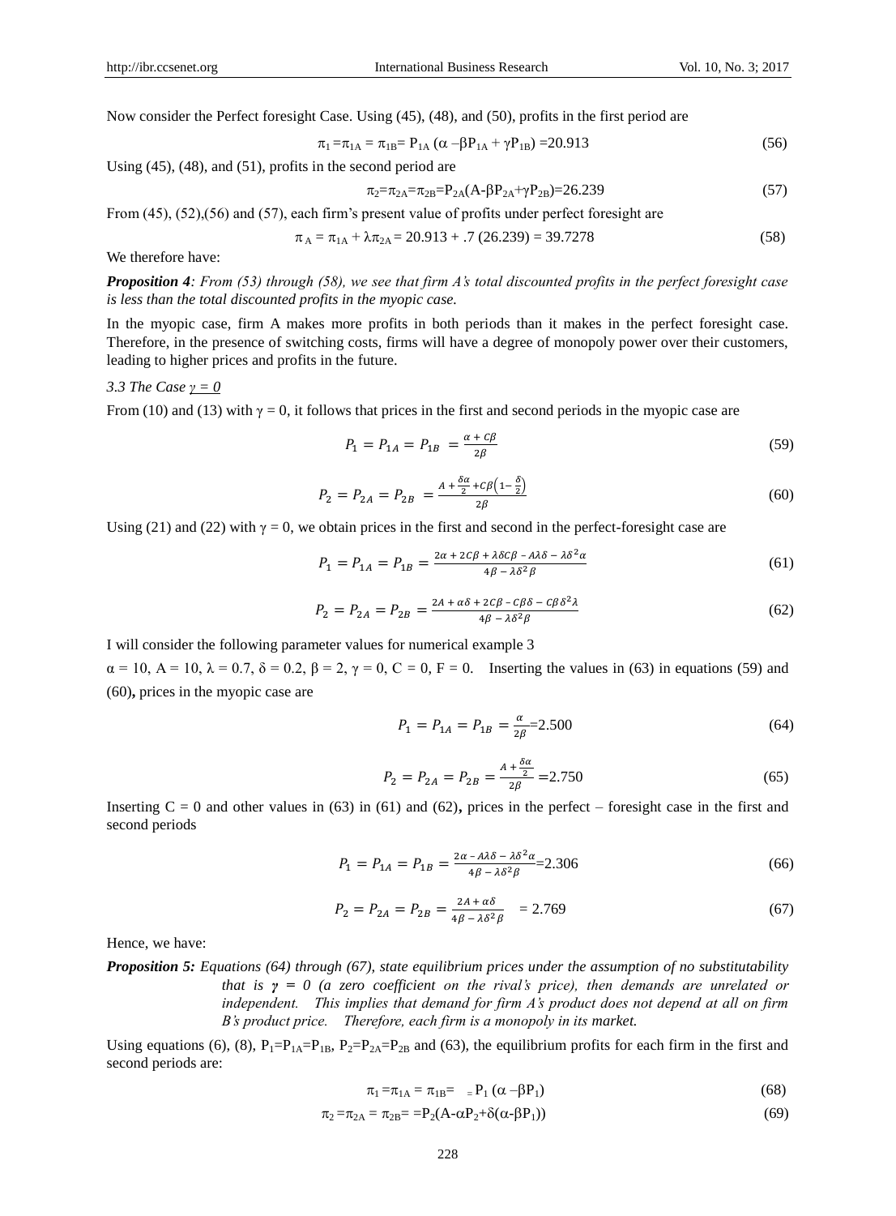Now consider the Perfect foresight Case. Using (45), (48), and (50), profits in the first period are

$$\pi_1 = \pi_{1A} = \pi_{1B} = P_{1A}(\alpha - \beta P_{1A} + \gamma P_{1B}) = 20.913 \tag{56}$$

Using (45), (48), and (51), profits in the second period are

$$\pi_2 = \pi_{2A} = \pi_{2B} = P_{2A}(A - \beta P_{2A} + \gamma P_{2B}) = 26.239 \tag{57}$$

From (45), (52),(56) and (57), each firm's present value of profits under perfect foresight are

$$\pi_A = \pi_{1A} + \lambda\pi_{2A} = 20.913 + .7\,(26.239) = 39.7278 \tag{58}$$

We therefore have:

***Proposition 4**: From (53) through (58), we see that firm A's total discounted profits in the perfect foresight case is less than the total discounted profits in the myopic case.*

In the myopic case, firm A makes more profits in both periods than it makes in the perfect foresight case. Therefore, in the presence of switching costs, firms will have a degree of monopoly power over their customers, leading to higher prices and profits in the future.

*3.3 The Case $\gamma = 0$*

From (10) and (13) with $\gamma = 0$, it follows that prices in the first and second periods in the myopic case are

$$P_1 = P_{1A} = P_{1B} = \frac{\alpha + C\beta}{2\beta} \tag{59}$$

$$P_2 = P_{2A} = P_{2B} = \frac{A + \frac{\delta\alpha}{2} + C\beta\left(1 - \frac{\delta}{2}\right)}{2\beta} \tag{60}$$

Using (21) and (22) with $\gamma = 0$, we obtain prices in the first and second in the perfect-foresight case are

$$P_1 = P_{1A} = P_{1B} = \frac{2\alpha + 2C\beta + \lambda\delta C\beta - A\lambda\delta - \lambda\delta^2\alpha}{4\beta - \lambda\delta^2\beta} \tag{61}$$

$$P_2 = P_{2A} = P_{2B} = \frac{2A + \alpha\delta + 2C\beta - C\beta\delta - C\beta\delta^2\lambda}{4\beta - \lambda\delta^2\beta} \tag{62}$$

I will consider the following parameter values for numerical example 3

$\alpha = 10$, $A = 10$, $\lambda = 0.7$, $\delta = 0.2$, $\beta = 2$, $\gamma = 0$, $C = 0$, $F = 0$. Inserting the values in (63) in equations (59) and (60), prices in the myopic case are

$$P_1 = P_{1A} = P_{1B} = \frac{\alpha}{2\beta} = 2.500 \tag{64}$$

$$P_2 = P_{2A} = P_{2B} = \frac{A + \frac{\delta\alpha}{2}}{2\beta} = 2.750 \tag{65}$$

Inserting $C = 0$ and other values in (63) in (61) and (62), prices in the perfect – foresight case in the first and second periods

$$P_1 = P_{1A} = P_{1B} = \frac{2\alpha - A\lambda\delta - \lambda\delta^2\alpha}{4\beta - \lambda\delta^2\beta} = 2.306 \tag{66}$$

$$P_2 = P_{2A} = P_{2B} = \frac{2A + \alpha\delta}{4\beta - \lambda\delta^2\beta} = 2.769 \tag{67}$$

Hence, we have:

***Proposition 5:** Equations (64) through (67), state equilibrium prices under the assumption of no substitutability that is $\gamma = 0$ (a zero coefficient on the rival's price), then demands are unrelated or independent. This implies that demand for firm A's product does not depend at all on firm B's product price. Therefore, each firm is a monopoly in its market.*

Using equations (6), (8), $P_1 = P_{1A} = P_{1B}$, $P_2 = P_{2A} = P_{2B}$ and (63), the equilibrium profits for each firm in the first and second periods are:

$$\pi_1 = \pi_{1A} = \pi_{1B} = P_1(\alpha - \beta P_1) \tag{68}$$

$$\pi_2 = \pi_{2A} = \pi_{2B} = P_2(A - \alpha P_2 + \delta(\alpha - \beta P_1)) \tag{69}$$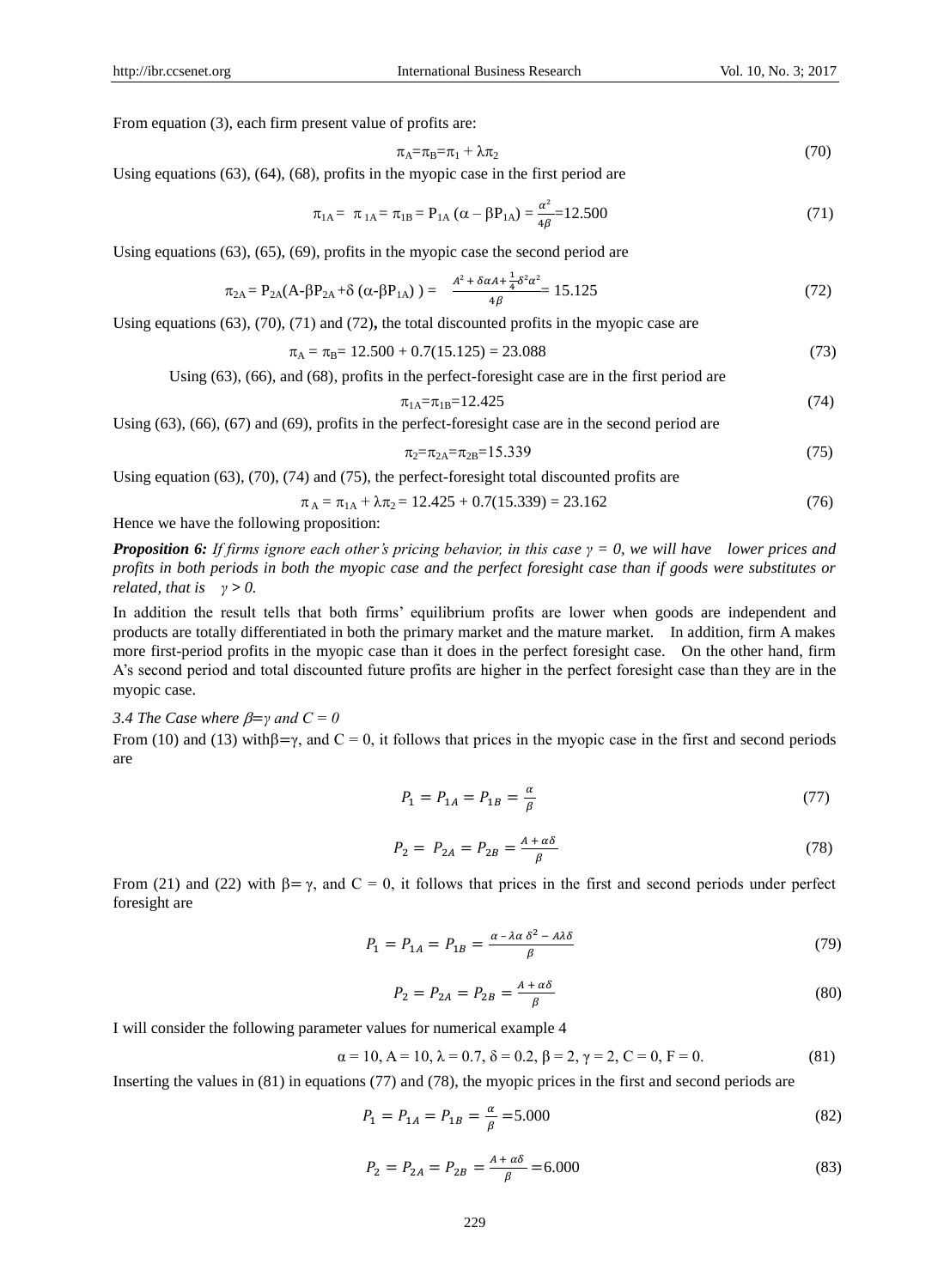From equation (3), each firm present value of profits are:

$$\pi_A = \pi_B = \pi_1 + \lambda\pi_2 \tag{70}$$

Using equations (63), (64), (68), profits in the myopic case in the first period are

$$\pi_{1A} = \pi_{1A} = \pi_{1B} = P_{1A}(\alpha - \beta P_{1A}) = \frac{\alpha^2}{4\beta} = 12.500 \tag{71}$$

Using equations (63), (65), (69), profits in the myopic case the second period are

$$\pi_{2A} = P_{2A}(A - \beta P_{2A} + \delta(\alpha - \beta P_{1A})) = \frac{A^2 + \delta\alpha A + \frac{1}{4}\delta^2\alpha^2}{4\beta} = 15.125 \tag{72}$$

Using equations (63), (70), (71) and (72)**,** the total discounted profits in the myopic case are

$$\pi_A = \pi_B = 12.500 + 0.7(15.125) = 23.088 \tag{73}$$

Using (63), (66), and (68), profits in the perfect-foresight case are in the first period are

$$\pi_{1A} = \pi_{1B} = 12.425 \tag{74}$$

Using (63), (66), (67) and (69), profits in the perfect-foresight case are in the second period are

$$\pi_2 = \pi_{2A} = \pi_{2B} = 15.339 \tag{75}$$

Using equation (63), (70), (74) and (75), the perfect-foresight total discounted profits are

$$\pi_A = \pi_{1A} + \lambda\pi_2 = 12.425 + 0.7(15.339) = 23.162 \tag{76}$$

Hence we have the following proposition:

***Proposition 6:*** *If firms ignore each other's pricing behavior, in this case $\gamma = 0$, we will have lower prices and profits in both periods in both the myopic case and the perfect foresight case than if goods were substitutes or related, that is $\gamma > 0$.*

In addition the result tells that both firms' equilibrium profits are lower when goods are independent and products are totally differentiated in both the primary market and the mature market. In addition, firm A makes more first-period profits in the myopic case than it does in the perfect foresight case. On the other hand, firm A's second period and total discounted future profits are higher in the perfect foresight case than they are in the myopic case.

*3.4 The Case where $\beta = \gamma$ and $C = 0$*

From (10) and (13) with $\beta = \gamma$, and $C = 0$, it follows that prices in the myopic case in the first and second periods are

$$P_1 = P_{1A} = P_{1B} = \frac{\alpha}{\beta} \tag{77}$$

$$P_2 = P_{2A} = P_{2B} = \frac{A + \alpha\delta}{\beta} \tag{78}$$

From (21) and (22) with $\beta = \gamma$, and $C = 0$, it follows that prices in the first and second periods under perfect foresight are

$$P_1 = P_{1A} = P_{1B} = \frac{\alpha - \lambda\alpha\,\delta^2 - A\lambda\delta}{\beta} \tag{79}$$

$$P_2 = P_{2A} = P_{2B} = \frac{A + \alpha\delta}{\beta} \tag{80}$$

I will consider the following parameter values for numerical example 4

$$\alpha = 10,\ A = 10,\ \lambda = 0.7,\ \delta = 0.2,\ \beta = 2,\ \gamma = 2,\ C = 0,\ F = 0. \tag{81}$$

Inserting the values in (81) in equations (77) and (78), the myopic prices in the first and second periods are

$$P_1 = P_{1A} = P_{1B} = \frac{\alpha}{\beta} = 5.000 \tag{82}$$

$$P_2 = P_{2A} = P_{2B} = \frac{A + \alpha\delta}{\beta} = 6.000 \tag{83}$$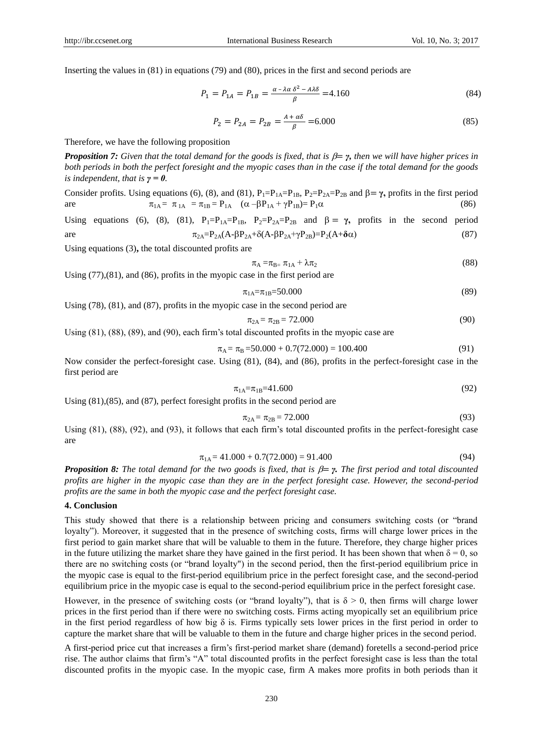Inserting the values in (81) in equations (79) and (80), prices in the first and second periods are

$$P_1 = P_{1A} = P_{1B} = \frac{\alpha - \lambda\alpha\,\delta^2 - A\lambda\delta}{\beta} = 4.160 \tag{84}$$

$$P_2 = P_{2A} = P_{2B} = \frac{A + \alpha\delta}{\beta} = 6.000 \tag{85}$$

Therefore, we have the following proposition

***Proposition 7:*** *Given that the total demand for the goods is fixed, that is $\beta = \gamma$, then we will have higher prices in both periods in both the perfect foresight and the myopic cases than in the case if the total demand for the goods is independent, that is $\gamma = 0$.*

Consider profits. Using equations (6), (8), and (81), $P_1=P_{1A}=P_{1B}$, $P_2=P_{2A}=P_{2B}$ and $\beta = \gamma$, profits in the first period are

$$\pi_{1A} = \pi_{1A} = \pi_{1B} = P_{1A} \quad (\alpha - \beta P_{1A} + \gamma P_{1B}) = P_1\alpha \tag{86}$$

Using equations (6), (8), (81), $P_1=P_{1A}=P_{1B}$, $P_2=P_{2A}=P_{2B}$ and $\beta = \gamma$, profits in the second period are

$$\pi_{2A} = P_{2A}(A - \beta P_{2A} + \delta(A - \beta P_{2A} + \gamma P_{2B}) = P_2(A + \delta\alpha) \tag{87}$$

Using equations (3), the total discounted profits are

$$\pi_A = \pi_{B=}\ \pi_{1A} + \lambda\pi_2 \tag{88}$$

Using (77),(81), and (86), profits in the myopic case in the first period are

$$\pi_{1A} = \pi_{1B} = 50.000 \tag{89}$$

Using (78), (81), and (87), profits in the myopic case in the second period are

$$\pi_{2A} = \pi_{2B} = 72.000 \tag{90}$$

Using (81), (88), (89), and (90), each firm's total discounted profits in the myopic case are

$$\pi_A = \pi_B = 50.000 + 0.7(72.000) = 100.400 \tag{91}$$

Now consider the perfect-foresight case. Using (81), (84), and (86), profits in the perfect-foresight case in the first period are

$$\pi_{1A} = \pi_{1B} = 41.600 \tag{92}$$

Using (81),(85), and (87), perfect foresight profits in the second period are

$$\pi_{2A} = \pi_{2B} = 72.000 \tag{93}$$

Using (81), (88), (92), and (93), it follows that each firm's total discounted profits in the perfect-foresight case are

$$\pi_{1A} = 41.000 + 0.7(72.000) = 91.400 \tag{94}$$

***Proposition 8:*** *The total demand for the two goods is fixed, that is $\beta = \gamma$. The first period and total discounted profits are higher in the myopic case than they are in the perfect foresight case. However, the second-period profits are the same in both the myopic case and the perfect foresight case.*

## 4. Conclusion

This study showed that there is a relationship between pricing and consumers switching costs (or "brand loyalty"). Moreover, it suggested that in the presence of switching costs, firms will charge lower prices in the first period to gain market share that will be valuable to them in the future. Therefore, they charge higher prices in the future utilizing the market share they have gained in the first period. It has been shown that when $\delta = 0$, so there are no switching costs (or "brand loyalty") in the second period, then the first-period equilibrium price in the myopic case is equal to the first-period equilibrium price in the perfect foresight case, and the second-period equilibrium price in the myopic case is equal to the second-period equilibrium price in the perfect foresight case.

However, in the presence of switching costs (or "brand loyalty"), that is $\delta > 0$, then firms will charge lower prices in the first period than if there were no switching costs. Firms acting myopically set an equilibrium price in the first period regardless of how big $\delta$ is. Firms typically sets lower prices in the first period in order to capture the market share that will be valuable to them in the future and charge higher prices in the second period.

A first-period price cut that increases a firm's first-period market share (demand) foretells a second-period price rise. The author claims that firm's "A" total discounted profits in the perfect foresight case is less than the total discounted profits in the myopic case. In the myopic case, firm A makes more profits in both periods than it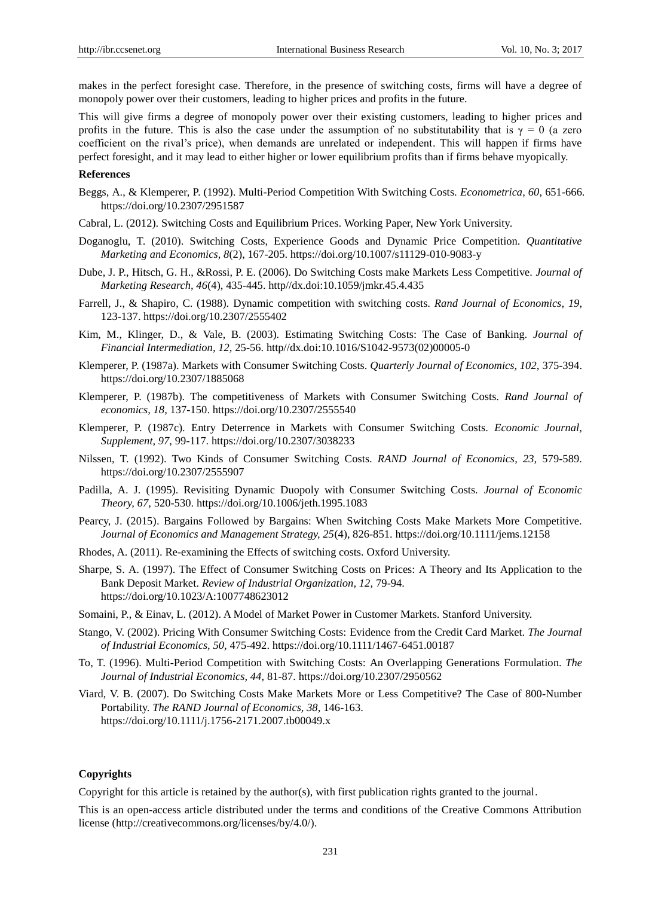makes in the perfect foresight case. Therefore, in the presence of switching costs, firms will have a degree of monopoly power over their customers, leading to higher prices and profits in the future.

This will give firms a degree of monopoly power over their existing customers, leading to higher prices and profits in the future. This is also the case under the assumption of no substitutability that is $\gamma = 0$ (a zero coefficient on the rival's price), when demands are unrelated or independent. This will happen if firms have perfect foresight, and it may lead to either higher or lower equilibrium profits than if firms behave myopically.

**References**

Beggs, A., & Klemperer, P. (1992). Multi-Period Competition With Switching Costs. *Econometrica, 60,* 651-666. https://doi.org/10.2307/2951587

Cabral, L. (2012). Switching Costs and Equilibrium Prices. Working Paper, New York University.

Doganoglu, T. (2010). Switching Costs, Experience Goods and Dynamic Price Competition. *Quantitative Marketing and Economics, 8*(2), 167-205. https://doi.org/10.1007/s11129-010-9083-y

Dube, J. P., Hitsch, G. H., &Rossi, P. E. (2006). Do Switching Costs make Markets Less Competitive. *Journal of Marketing Research, 46*(4), 435-445. http//dx.doi:10.1059/jmkr.45.4.435

Farrell, J., & Shapiro, C. (1988). Dynamic competition with switching costs. *Rand Journal of Economics, 19,* 123-137. https://doi.org/10.2307/2555402

Kim, M., Klinger, D., & Vale, B. (2003). Estimating Switching Costs: The Case of Banking. *Journal of Financial Intermediation, 12,* 25-56. http//dx.doi:10.1016/S1042-9573(02)00005-0

Klemperer, P. (1987a). Markets with Consumer Switching Costs. *Quarterly Journal of Economics, 102,* 375-394. https://doi.org/10.2307/1885068

Klemperer, P. (1987b). The competitiveness of Markets with Consumer Switching Costs. *Rand Journal of economics, 18,* 137-150. https://doi.org/10.2307/2555540

Klemperer, P. (1987c). Entry Deterrence in Markets with Consumer Switching Costs. *Economic Journal, Supplement, 97,* 99-117. https://doi.org/10.2307/3038233

Nilssen, T. (1992). Two Kinds of Consumer Switching Costs. *RAND Journal of Economics, 23,* 579-589. https://doi.org/10.2307/2555907

Padilla, A. J. (1995). Revisiting Dynamic Duopoly with Consumer Switching Costs. *Journal of Economic Theory, 67,* 520-530. https://doi.org/10.1006/jeth.1995.1083

Pearcy, J. (2015). Bargains Followed by Bargains: When Switching Costs Make Markets More Competitive. *Journal of Economics and Management Strategy, 25*(4), 826-851. https://doi.org/10.1111/jems.12158

Rhodes, A. (2011). Re-examining the Effects of switching costs. Oxford University.

Sharpe, S. A. (1997). The Effect of Consumer Switching Costs on Prices: A Theory and Its Application to the Bank Deposit Market. *Review of Industrial Organization, 12,* 79-94. https://doi.org/10.1023/A:1007748623012

Somaini, P., & Einav, L. (2012). A Model of Market Power in Customer Markets. Stanford University.

Stango, V. (2002). Pricing With Consumer Switching Costs: Evidence from the Credit Card Market. *The Journal of Industrial Economics, 50,* 475-492. https://doi.org/10.1111/1467-6451.00187

To, T. (1996). Multi-Period Competition with Switching Costs: An Overlapping Generations Formulation. *The Journal of Industrial Economics, 44,* 81-87. https://doi.org/10.2307/2950562

Viard, V. B. (2007). Do Switching Costs Make Markets More or Less Competitive? The Case of 800-Number Portability. *The RAND Journal of Economics, 38,* 146-163. https://doi.org/10.1111/j.1756-2171.2007.tb00049.x

**Copyrights**

Copyright for this article is retained by the author(s), with first publication rights granted to the journal.

This is an open-access article distributed under the terms and conditions of the Creative Commons Attribution license (http://creativecommons.org/licenses/by/4.0/).